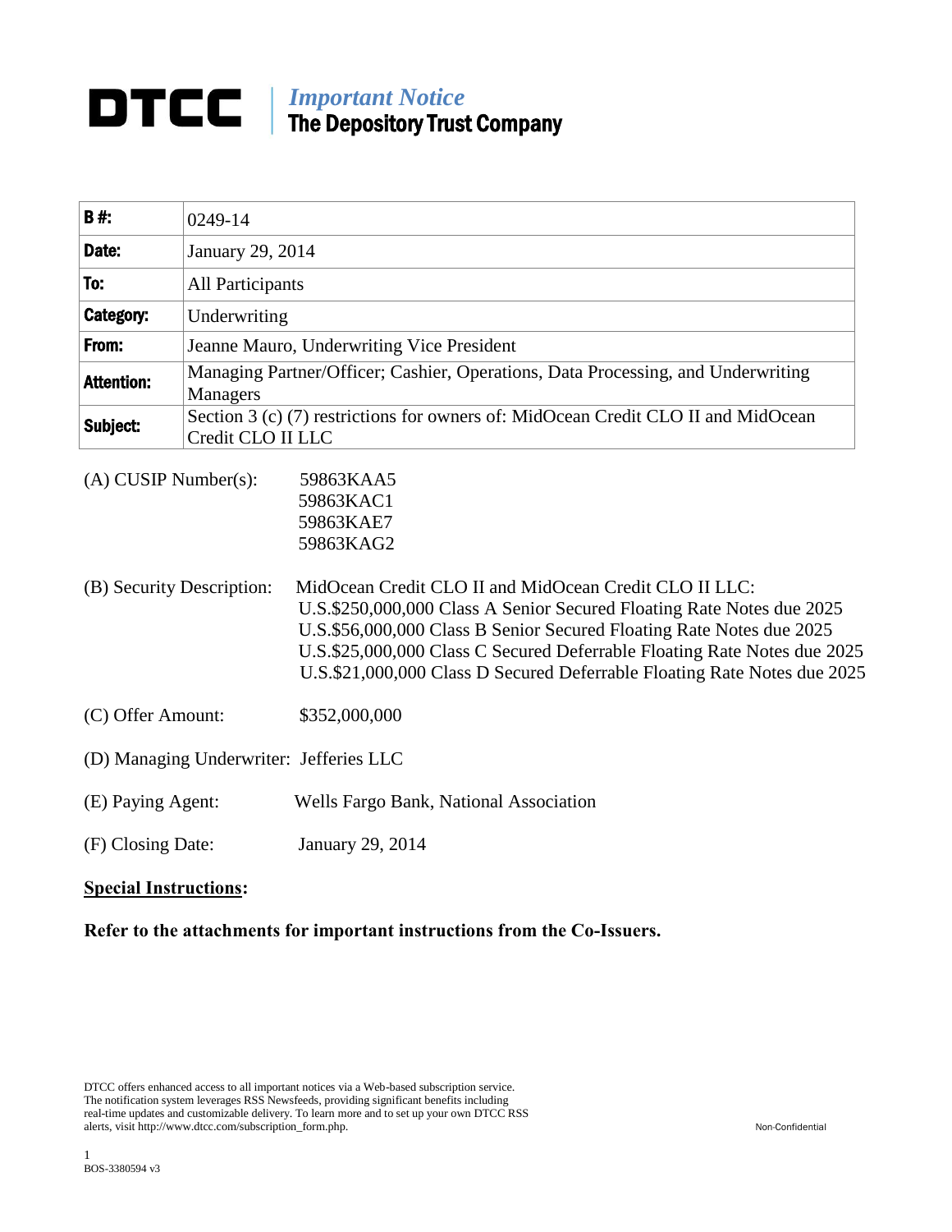# DTCC | *Important Notice* The Depository Trust Company

| **B #:** | 0249-14 |
|---|---|
| **Date:** | January 29, 2014 |
| **To:** | All Participants |
| **Category:** | Underwriting |
| **From:** | Jeanne Mauro, Underwriting Vice President |
| **Attention:** | Managing Partner/Officer; Cashier, Operations, Data Processing, and Underwriting Managers |
| **Subject:** | Section 3 (c) (7) restrictions for owners of: MidOcean Credit CLO II and MidOcean Credit CLO II LLC |

(A) CUSIP Number(s): 59863KAA5
59863KAC1
59863KAE7
59863KAG2

(B) Security Description: MidOcean Credit CLO II and MidOcean Credit CLO II LLC:
U.S.$250,000,000 Class A Senior Secured Floating Rate Notes due 2025
U.S.$56,000,000 Class B Senior Secured Floating Rate Notes due 2025
U.S.$25,000,000 Class C Secured Deferrable Floating Rate Notes due 2025
U.S.$21,000,000 Class D Secured Deferrable Floating Rate Notes due 2025

(C) Offer Amount: $352,000,000

(D) Managing Underwriter: Jefferies LLC

(E) Paying Agent: Wells Fargo Bank, National Association

(F) Closing Date: January 29, 2014

**Special Instructions:**

**Refer to the attachments for important instructions from the Co-Issuers.**

DTCC offers enhanced access to all important notices via a Web-based subscription service. The notification system leverages RSS Newsfeeds, providing significant benefits including real-time updates and customizable delivery. To learn more and to set up your own DTCC RSS alerts, visit http://www.dtcc.com/subscription_form.php.

Non-Confidential

BOS-3380594 v3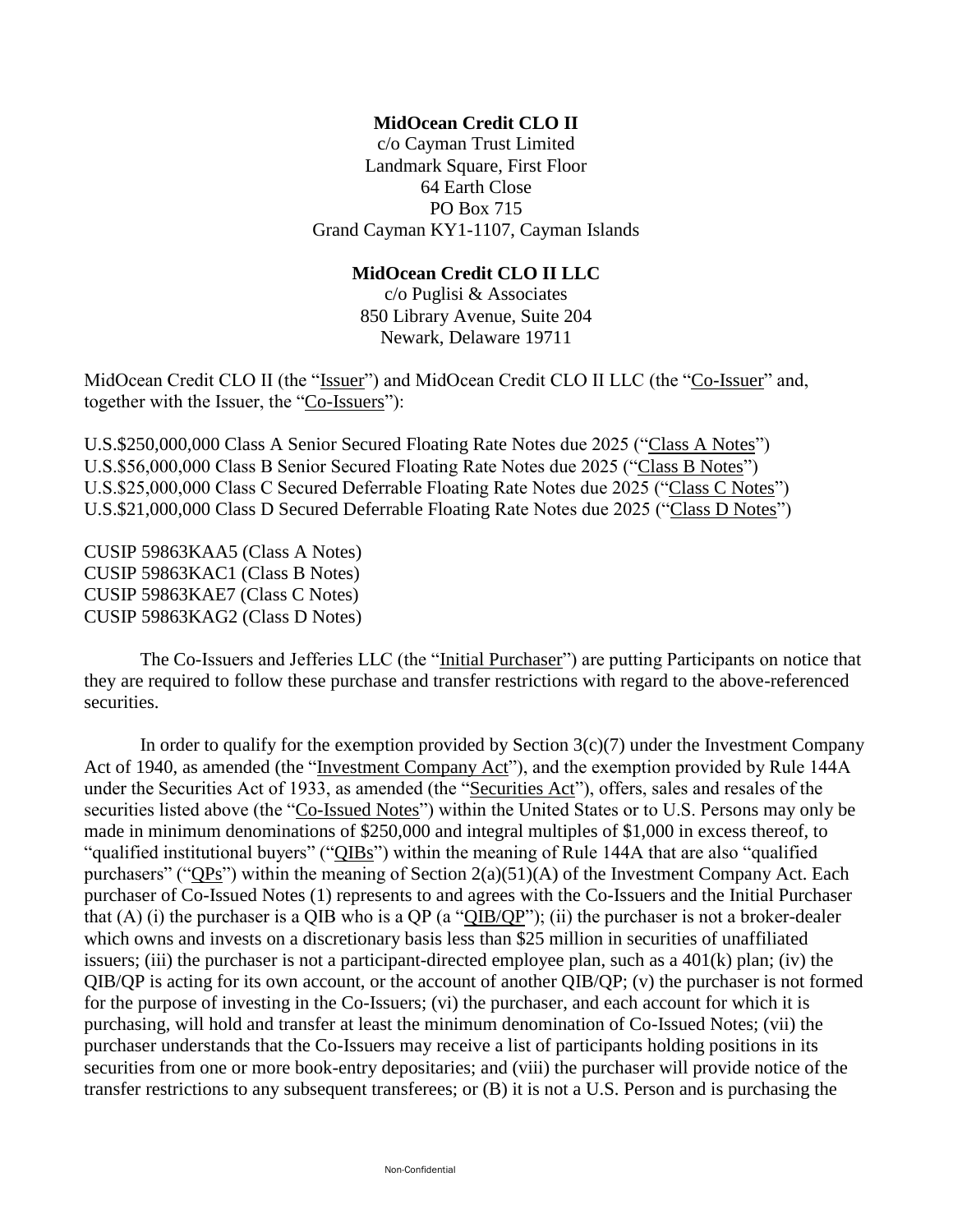**MidOcean Credit CLO II**
c/o Cayman Trust Limited
Landmark Square, First Floor
64 Earth Close
PO Box 715
Grand Cayman KY1-1107, Cayman Islands

**MidOcean Credit CLO II LLC**
c/o Puglisi & Associates
850 Library Avenue, Suite 204
Newark, Delaware 19711

MidOcean Credit CLO II (the "Issuer") and MidOcean Credit CLO II LLC (the "Co-Issuer" and, together with the Issuer, the "Co-Issuers"):

U.S.$250,000,000 Class A Senior Secured Floating Rate Notes due 2025 ("Class A Notes")
U.S.$56,000,000 Class B Senior Secured Floating Rate Notes due 2025 ("Class B Notes")
U.S.$25,000,000 Class C Secured Deferrable Floating Rate Notes due 2025 ("Class C Notes")
U.S.$21,000,000 Class D Secured Deferrable Floating Rate Notes due 2025 ("Class D Notes")

CUSIP 59863KAA5 (Class A Notes)
CUSIP 59863KAC1 (Class B Notes)
CUSIP 59863KAE7 (Class C Notes)
CUSIP 59863KAG2 (Class D Notes)

The Co-Issuers and Jefferies LLC (the "Initial Purchaser") are putting Participants on notice that they are required to follow these purchase and transfer restrictions with regard to the above-referenced securities.

In order to qualify for the exemption provided by Section 3(c)(7) under the Investment Company Act of 1940, as amended (the "Investment Company Act"), and the exemption provided by Rule 144A under the Securities Act of 1933, as amended (the "Securities Act"), offers, sales and resales of the securities listed above (the "Co-Issued Notes") within the United States or to U.S. Persons may only be made in minimum denominations of $250,000 and integral multiples of $1,000 in excess thereof, to "qualified institutional buyers" ("QIBs") within the meaning of Rule 144A that are also "qualified purchasers" ("QPs") within the meaning of Section 2(a)(51)(A) of the Investment Company Act. Each purchaser of Co-Issued Notes (1) represents to and agrees with the Co-Issuers and the Initial Purchaser that (A) (i) the purchaser is a QIB who is a QP (a "QIB/QP"); (ii) the purchaser is not a broker-dealer which owns and invests on a discretionary basis less than $25 million in securities of unaffiliated issuers; (iii) the purchaser is not a participant-directed employee plan, such as a 401(k) plan; (iv) the QIB/QP is acting for its own account, or the account of another QIB/QP; (v) the purchaser is not formed for the purpose of investing in the Co-Issuers; (vi) the purchaser, and each account for which it is purchasing, will hold and transfer at least the minimum denomination of Co-Issued Notes; (vii) the purchaser understands that the Co-Issuers may receive a list of participants holding positions in its securities from one or more book-entry depositaries; and (viii) the purchaser will provide notice of the transfer restrictions to any subsequent transferees; or (B) it is not a U.S. Person and is purchasing the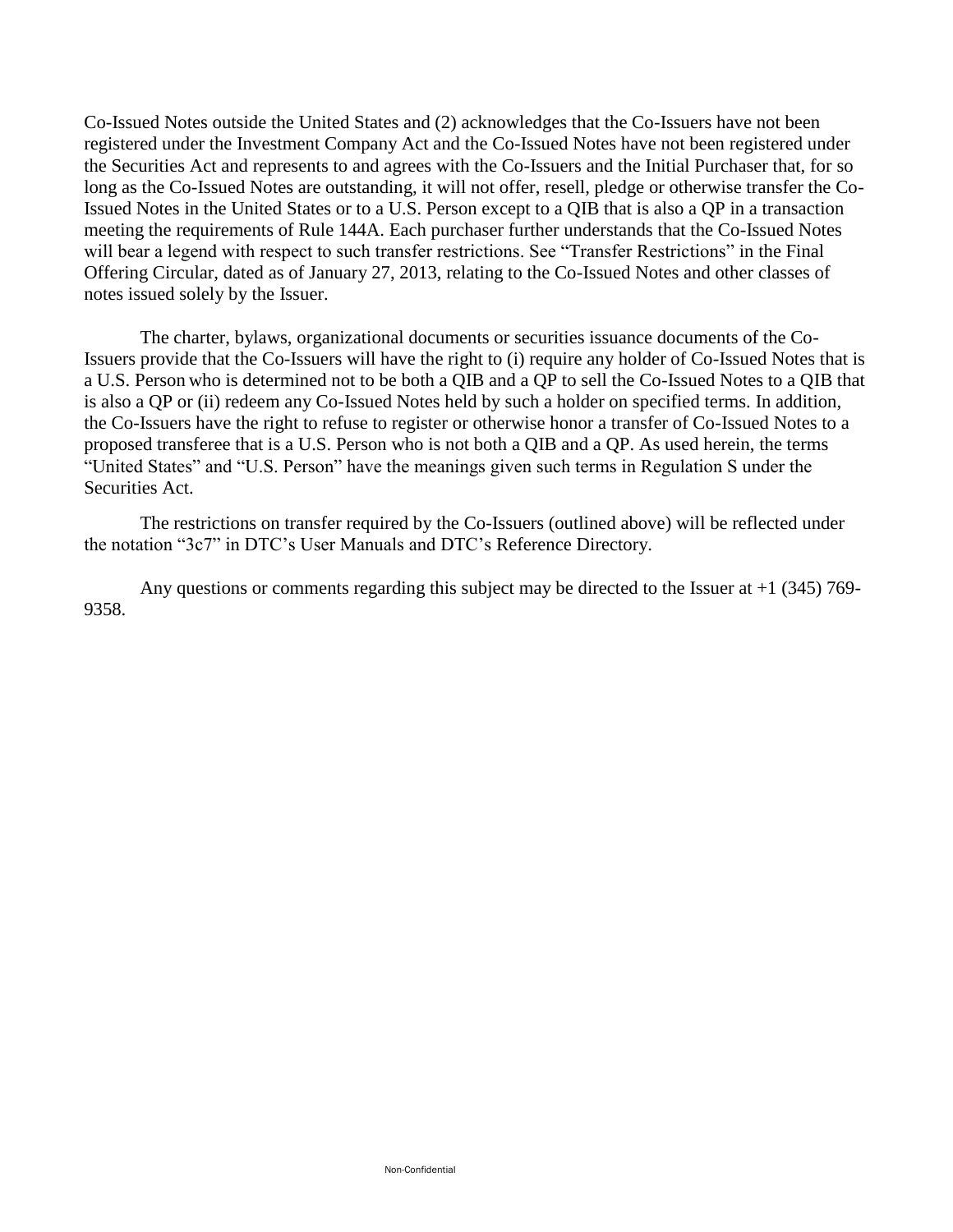Co-Issued Notes outside the United States and (2) acknowledges that the Co-Issuers have not been registered under the Investment Company Act and the Co-Issued Notes have not been registered under the Securities Act and represents to and agrees with the Co-Issuers and the Initial Purchaser that, for so long as the Co-Issued Notes are outstanding, it will not offer, resell, pledge or otherwise transfer the Co-Issued Notes in the United States or to a U.S. Person except to a QIB that is also a QP in a transaction meeting the requirements of Rule 144A. Each purchaser further understands that the Co-Issued Notes will bear a legend with respect to such transfer restrictions. See "Transfer Restrictions" in the Final Offering Circular, dated as of January 27, 2013, relating to the Co-Issued Notes and other classes of notes issued solely by the Issuer.

The charter, bylaws, organizational documents or securities issuance documents of the Co-Issuers provide that the Co-Issuers will have the right to (i) require any holder of Co-Issued Notes that is a U.S. Person who is determined not to be both a QIB and a QP to sell the Co-Issued Notes to a QIB that is also a QP or (ii) redeem any Co-Issued Notes held by such a holder on specified terms. In addition, the Co-Issuers have the right to refuse to register or otherwise honor a transfer of Co-Issued Notes to a proposed transferee that is a U.S. Person who is not both a QIB and a QP. As used herein, the terms "United States" and "U.S. Person" have the meanings given such terms in Regulation S under the Securities Act.

The restrictions on transfer required by the Co-Issuers (outlined above) will be reflected under the notation "3c7" in DTC's User Manuals and DTC's Reference Directory.

Any questions or comments regarding this subject may be directed to the Issuer at +1 (345) 769-9358.

Non-Confidential